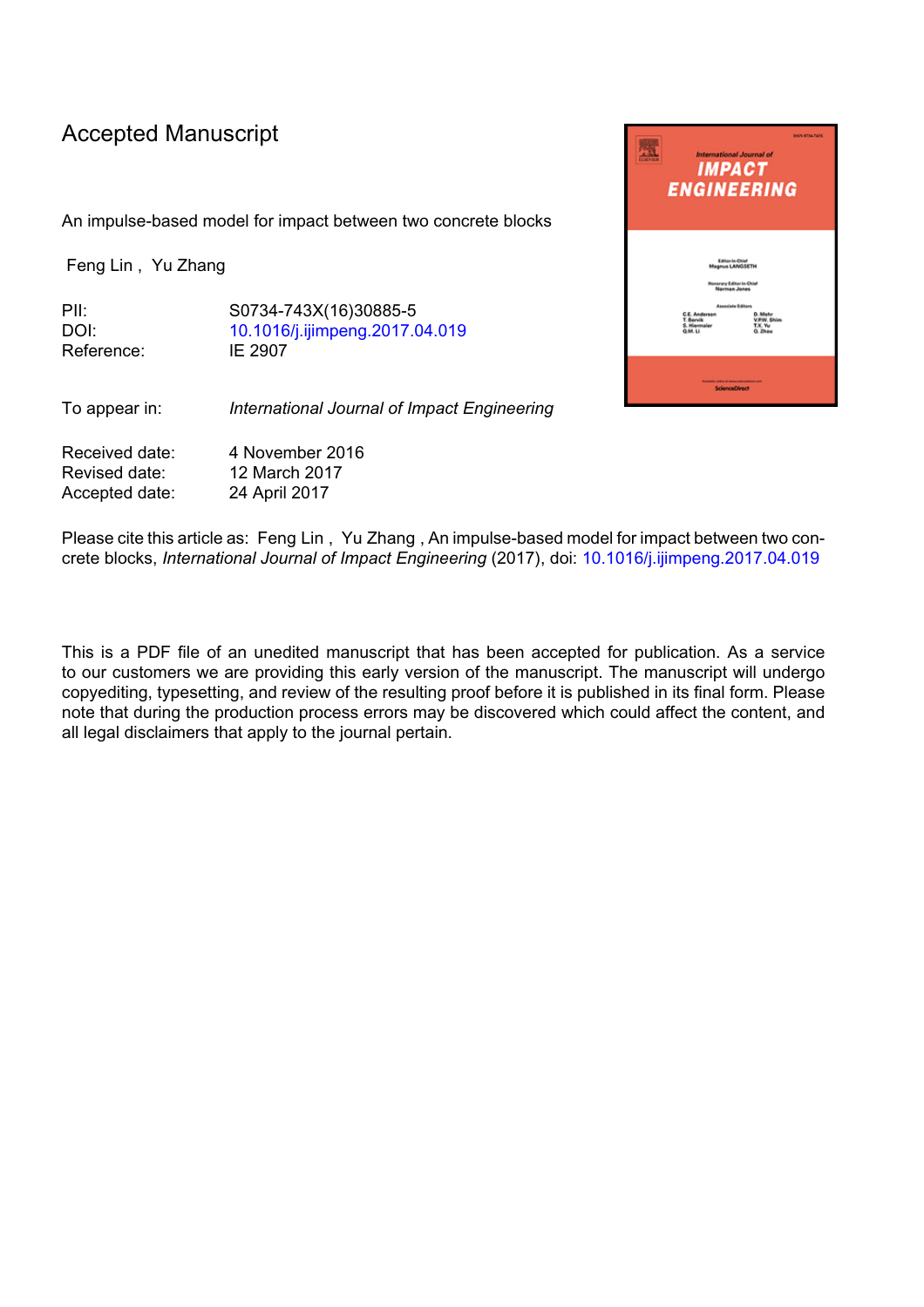# Accepted Manuscript

An impulse-based model for impact between two concrete blocks

Feng Lin , Yu Zhang

| | |
|---|---|
| PII: | S0734-743X(16)30885-5 |
| DOI: | 10.1016/j.ijimpeng.2017.04.019 |
| Reference: | IE 2907 |

To appear in: *International Journal of Impact Engineering*

| | |
|---|---|
| Received date: | 4 November 2016 |
| Revised date: | 12 March 2017 |
| Accepted date: | 24 April 2017 |

Please cite this article as: Feng Lin , Yu Zhang , An impulse-based model for impact between two concrete blocks, *International Journal of Impact Engineering* (2017), doi: 10.1016/j.ijimpeng.2017.04.019

This is a PDF file of an unedited manuscript that has been accepted for publication. As a service to our customers we are providing this early version of the manuscript. The manuscript will undergo copyediting, typesetting, and review of the resulting proof before it is published in its final form. Please note that during the production process errors may be discovered which could affect the content, and all legal disclaimers that apply to the journal pertain.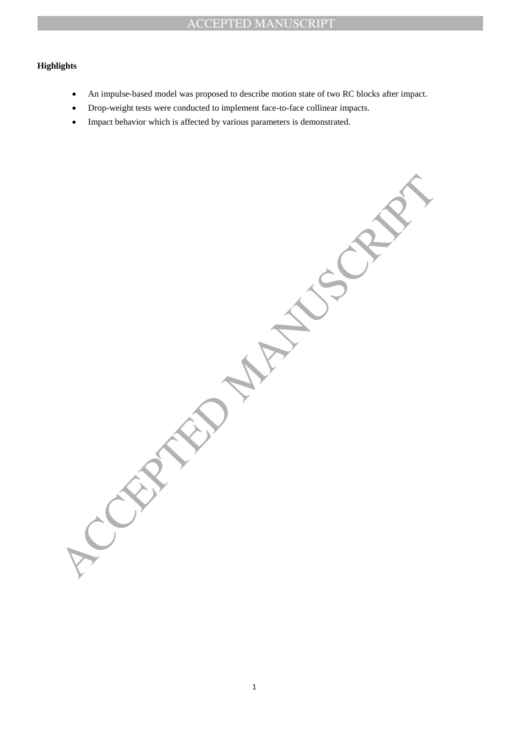**Highlights**

- An impulse-based model was proposed to describe motion state of two RC blocks after impact.
- Drop-weight tests were conducted to implement face-to-face collinear impacts.
- Impact behavior which is affected by various parameters is demonstrated.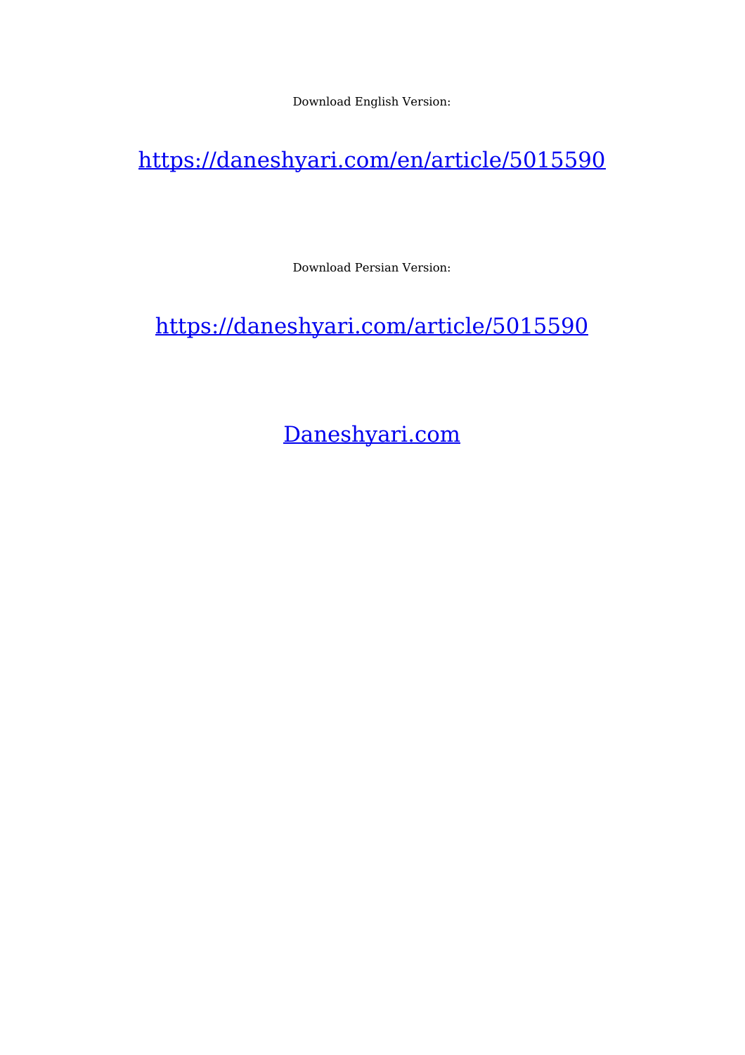Download English Version:

https://daneshyari.com/en/article/5015590

Download Persian Version:

https://daneshyari.com/article/5015590

Daneshyari.com